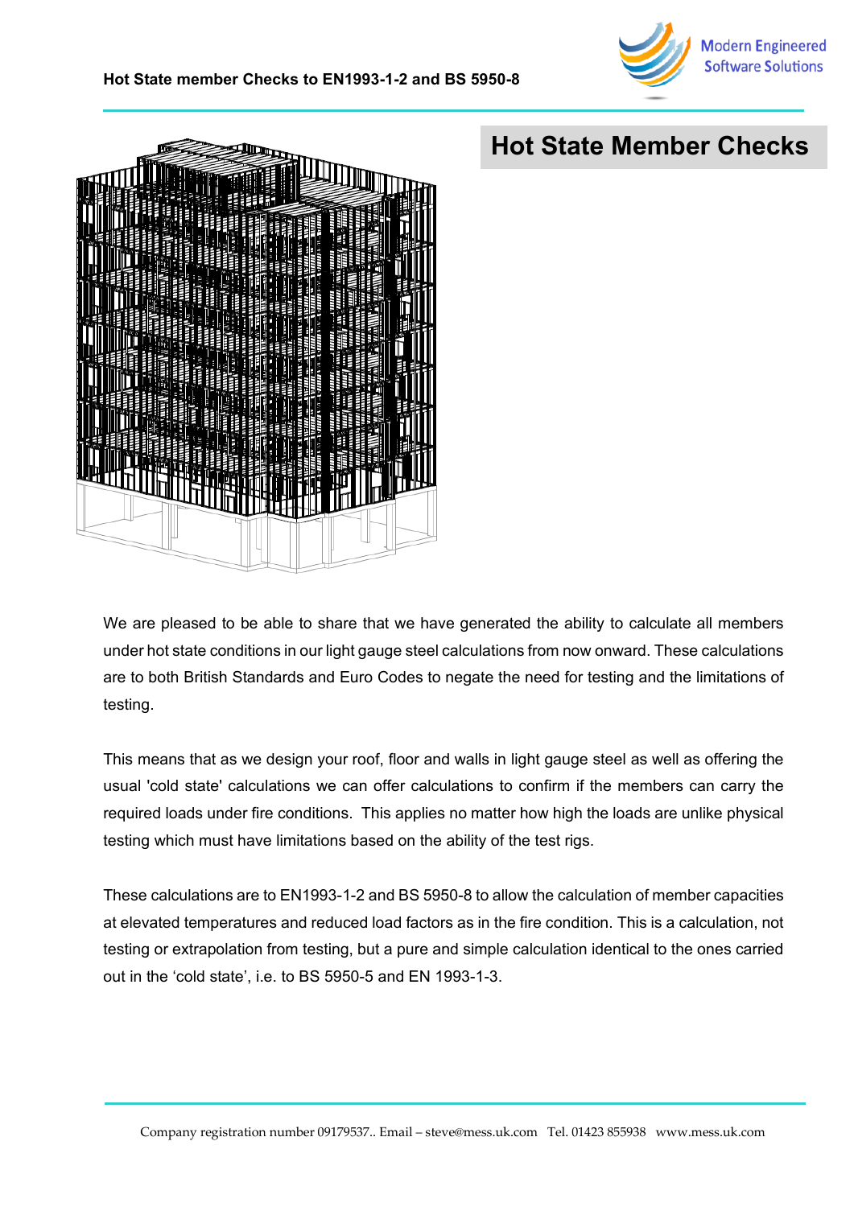# Hot State Member Checks

We are pleased to be able to share that we have generated the ability to calculate all members under hot state conditions in our light gauge steel calculations from now onward. These calculations are to both British Standards and Euro Codes to negate the need for testing and the limitations of testing.

This means that as we design your roof, floor and walls in light gauge steel as well as offering the usual 'cold state' calculations we can offer calculations to confirm if the members can carry the required loads under fire conditions. This applies no matter how high the loads are unlike physical testing which must have limitations based on the ability of the test rigs.

These calculations are to EN1993-1-2 and BS 5950-8 to allow the calculation of member capacities at elevated temperatures and reduced load factors as in the fire condition. This is a calculation, not testing or extrapolation from testing, but a pure and simple calculation identical to the ones carried out in the 'cold state', i.e. to BS 5950-5 and EN 1993-1-3.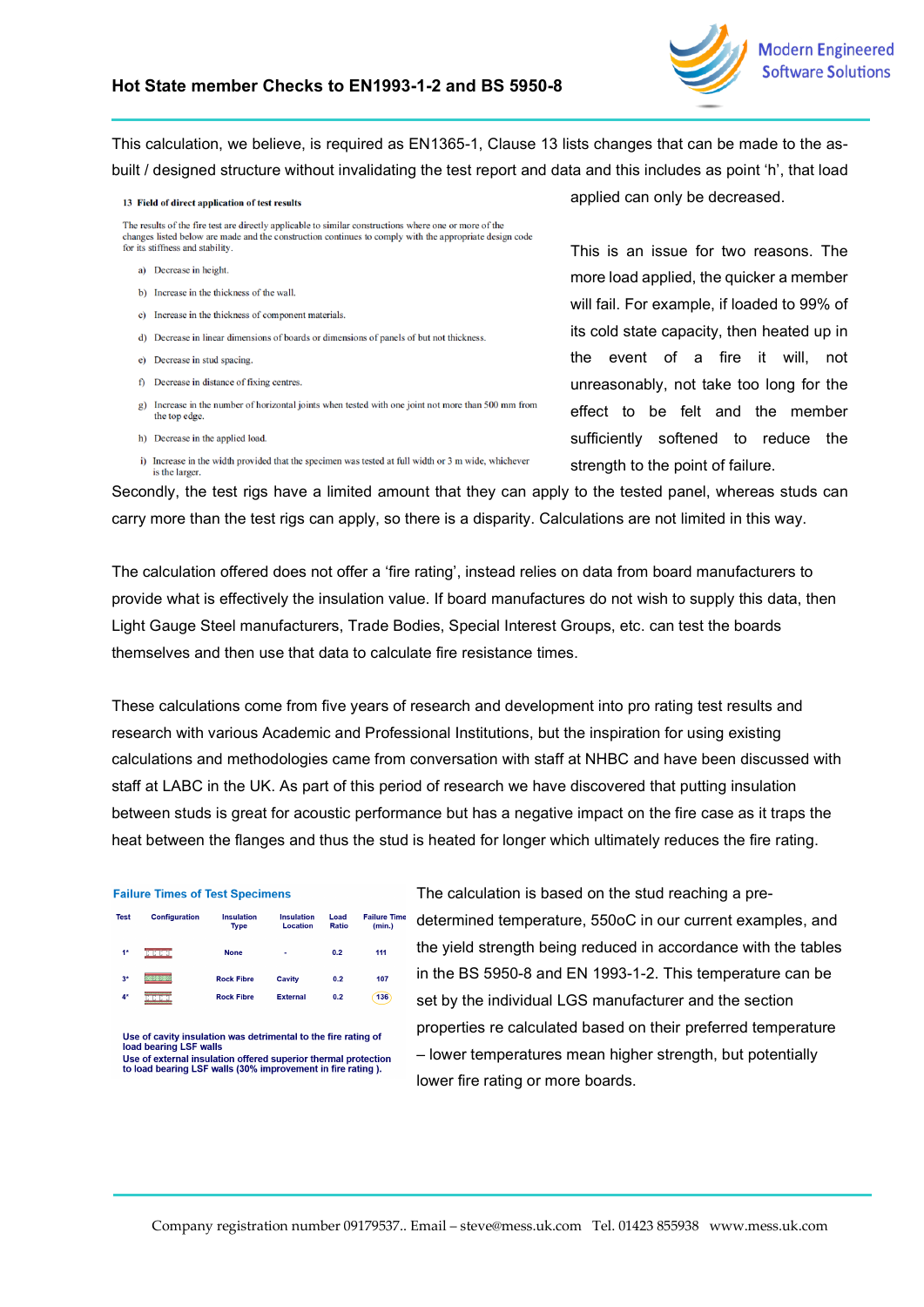## Hot State member Checks to EN1993-1-2 and BS 5950-8

This calculation, we believe, is required as EN1365-1, Clause 13 lists changes that can be made to the as-built / designed structure without invalidating the test report and data and this includes as point 'h', that load applied can only be decreased.

**13 Field of direct application of test results**

The results of the fire test are directly applicable to similar constructions where one or more of the changes listed below are made and the construction continues to comply with the appropriate design code for its stiffness and stability.

a) Decrease in height.

b) Increase in the thickness of the wall.

c) Increase in the thickness of component materials.

d) Decrease in linear dimensions of boards or dimensions of panels of but not thickness.

e) Decrease in stud spacing.

f) Decrease in distance of fixing centres.

g) Increase in the number of horizontal joints when tested with one joint not more than 500 mm from the top edge.

h) Decrease in the applied load.

i) Increase in the width provided that the specimen was tested at full width or 3 m wide, whichever is the larger.

This is an issue for two reasons. The more load applied, the quicker a member will fail. For example, if loaded to 99% of its cold state capacity, then heated up in the event of a fire it will, not unreasonably, not take too long for the effect to be felt and the member sufficiently softened to reduce the strength to the point of failure.

Secondly, the test rigs have a limited amount that they can apply to the tested panel, whereas studs can carry more than the test rigs can apply, so there is a disparity. Calculations are not limited in this way.

The calculation offered does not offer a 'fire rating', instead relies on data from board manufacturers to provide what is effectively the insulation value. If board manufactures do not wish to supply this data, then Light Gauge Steel manufacturers, Trade Bodies, Special Interest Groups, etc. can test the boards themselves and then use that data to calculate fire resistance times.

These calculations come from five years of research and development into pro rating test results and research with various Academic and Professional Institutions, but the inspiration for using existing calculations and methodologies came from conversation with staff at NHBC and have been discussed with staff at LABC in the UK. As part of this period of research we have discovered that putting insulation between studs is great for acoustic performance but has a negative impact on the fire case as it traps the heat between the flanges and thus the stud is heated for longer which ultimately reduces the fire rating.

**Failure Times of Test Specimens**

| Test | Configuration | Insulation Type | Insulation Location | Load Ratio | Failure Time (min.) |
|---|---|---|---|---|---|
| 1* | | None | - | 0.2 | 111 |
| 3* | | Rock Fibre | Cavity | 0.2 | 107 |
| 4* | | Rock Fibre | External | 0.2 | 136 |

Use of cavity insulation was detrimental to the fire rating of load bearing LSF walls

Use of external insulation offered superior thermal protection to load bearing LSF walls (30% improvement in fire rating).

The calculation is based on the stud reaching a pre-determined temperature, 550oC in our current examples, and the yield strength being reduced in accordance with the tables in the BS 5950-8 and EN 1993-1-2. This temperature can be set by the individual LGS manufacturer and the section properties re calculated based on their preferred temperature – lower temperatures mean higher strength, but potentially lower fire rating or more boards.